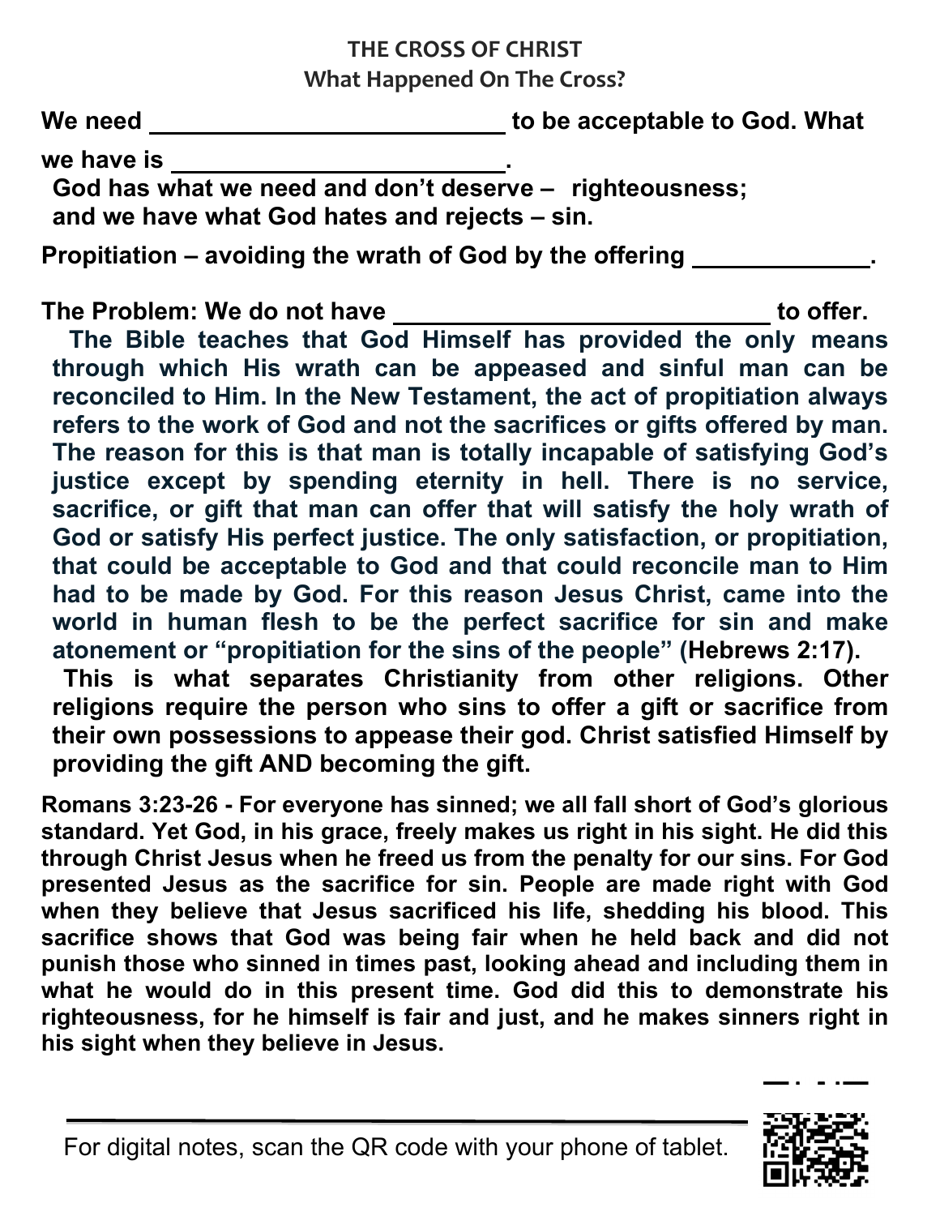## THE CROSS OF CHRIST

### What Happened On The Cross?

**We need \_\_\_\_\_\_\_\_\_\_\_\_\_\_\_\_\_\_\_\_\_\_\_\_\_\_ to be acceptable to God. What we have is \_\_\_\_\_\_\_\_\_\_\_\_\_\_\_\_\_\_\_\_\_\_\_\_\_.**

**God has what we need and don't deserve – righteousness; and we have what God hates and rejects – sin.**

**Propitiation – avoiding the wrath of God by the offering \_\_\_\_\_\_\_\_\_\_\_\_\_.**

**The Problem: We do not have \_\_\_\_\_\_\_\_\_\_\_\_\_\_\_\_\_\_\_\_\_\_\_\_\_\_\_\_ to offer.**

**The Bible teaches that God Himself has provided the only means through which His wrath can be appeased and sinful man can be reconciled to Him. In the New Testament, the act of propitiation always refers to the work of God and not the sacrifices or gifts offered by man. The reason for this is that man is totally incapable of satisfying God's justice except by spending eternity in hell. There is no service, sacrifice, or gift that man can offer that will satisfy the holy wrath of God or satisfy His perfect justice. The only satisfaction, or propitiation, that could be acceptable to God and that could reconcile man to Him had to be made by God. For this reason Jesus Christ, came into the world in human flesh to be the perfect sacrifice for sin and make atonement or "propitiation for the sins of the people" (Hebrews 2:17).**

**This is what separates Christianity from other religions. Other religions require the person who sins to offer a gift or sacrifice from their own possessions to appease their god. Christ satisfied Himself by providing the gift AND becoming the gift.**

**Romans 3:23-26 - For everyone has sinned; we all fall short of God's glorious standard. Yet God, in his grace, freely makes us right in his sight. He did this through Christ Jesus when he freed us from the penalty for our sins. For God presented Jesus as the sacrifice for sin. People are made right with God when they believe that Jesus sacrificed his life, shedding his blood. This sacrifice shows that God was being fair when he held back and did not punish those who sinned in times past, looking ahead and including them in what he would do in this present time. God did this to demonstrate his righteousness, for he himself is fair and just, and he makes sinners right in his sight when they believe in Jesus.**

---

For digital notes, scan the QR code with your phone of tablet.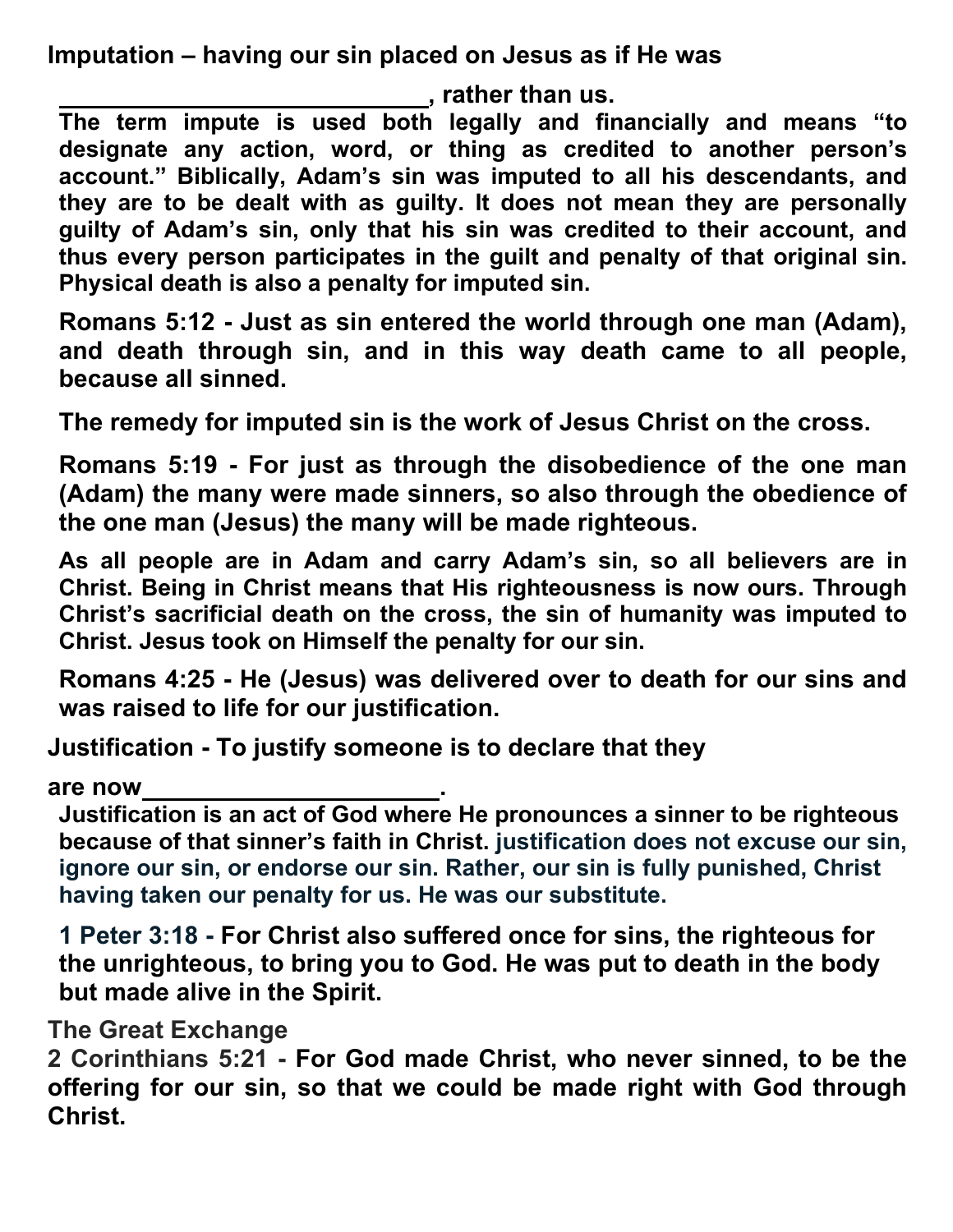**Imputation – having our sin placed on Jesus as if He was \_\_\_\_\_\_\_\_\_\_\_\_\_\_\_\_\_\_\_\_\_\_\_\_\_\_, rather than us.**

**The term impute is used both legally and financially and means "to designate any action, word, or thing as credited to another person's account." Biblically, Adam's sin was imputed to all his descendants, and they are to be dealt with as guilty. It does not mean they are personally guilty of Adam's sin, only that his sin was credited to their account, and thus every person participates in the guilt and penalty of that original sin. Physical death is also a penalty for imputed sin.**

**Romans 5:12 - Just as sin entered the world through one man (Adam), and death through sin, and in this way death came to all people, because all sinned.**

**The remedy for imputed sin is the work of Jesus Christ on the cross.**

**Romans 5:19 - For just as through the disobedience of the one man (Adam) the many were made sinners, so also through the obedience of the one man (Jesus) the many will be made righteous.**

**As all people are in Adam and carry Adam's sin, so all believers are in Christ. Being in Christ means that His righteousness is now ours. Through Christ's sacrificial death on the cross, the sin of humanity was imputed to Christ. Jesus took on Himself the penalty for our sin.**

**Romans 4:25 - He (Jesus) was delivered over to death for our sins and was raised to life for our justification.**

**Justification - To justify someone is to declare that they are now\_\_\_\_\_\_\_\_\_\_\_\_\_\_\_\_\_\_\_\_\_.**

**Justification is an act of God where He pronounces a sinner to be righteous because of that sinner's faith in Christ. justification does not excuse our sin, ignore our sin, or endorse our sin. Rather, our sin is fully punished, Christ having taken our penalty for us. He was our substitute.**

**1 Peter 3:18 - For Christ also suffered once for sins, the righteous for the unrighteous, to bring you to God. He was put to death in the body but made alive in the Spirit.**

**The Great Exchange**

**2 Corinthians 5:21 - For God made Christ, who never sinned, to be the offering for our sin, so that we could be made right with God through Christ.**